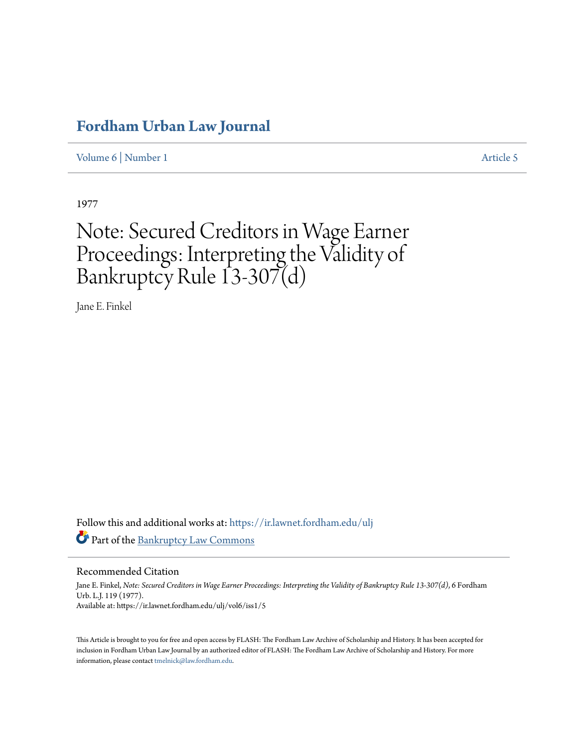# Fordham Urban Law Journal

Volume 6 | Number 1    Article 5

1977

# Note: Secured Creditors in Wage Earner Proceedings: Interpreting the Validity of Bankruptcy Rule 13-307(d)

Jane E. Finkel

Follow this and additional works at: https://ir.lawnet.fordham.edu/ulj

Part of the Bankruptcy Law Commons

## Recommended Citation

Jane E. Finkel, *Note: Secured Creditors in Wage Earner Proceedings: Interpreting the Validity of Bankruptcy Rule 13-307(d)*, 6 Fordham Urb. L.J. 119 (1977).
Available at: https://ir.lawnet.fordham.edu/ulj/vol6/iss1/5

This Article is brought to you for free and open access by FLASH: The Fordham Law Archive of Scholarship and History. It has been accepted for inclusion in Fordham Urban Law Journal by an authorized editor of FLASH: The Fordham Law Archive of Scholarship and History. For more information, please contact tmelnick@law.fordham.edu.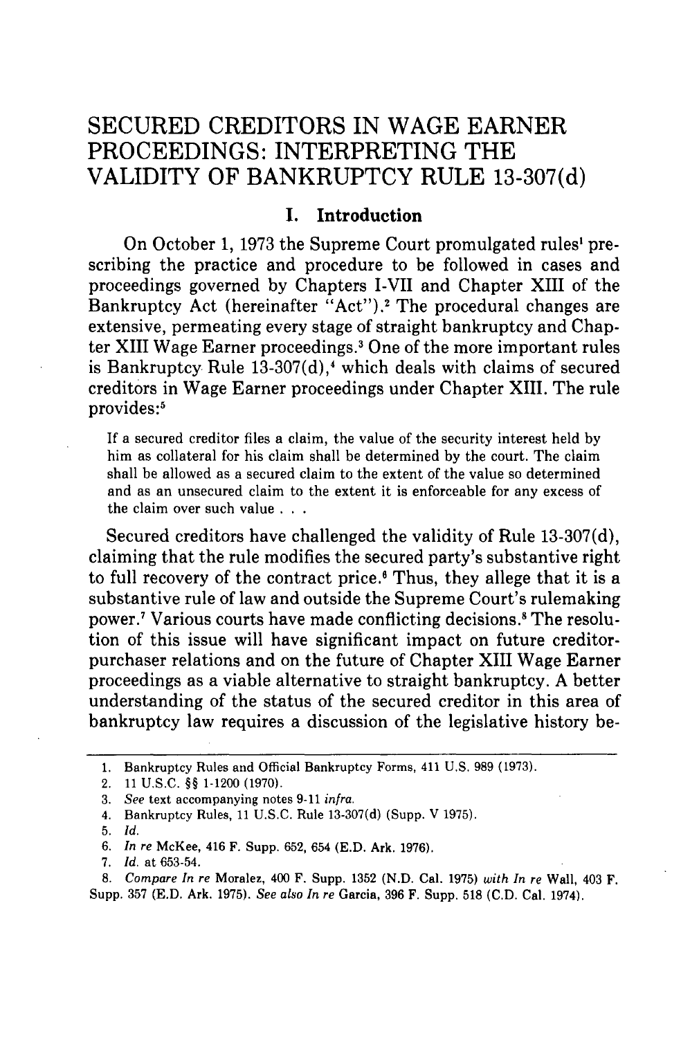# SECURED CREDITORS IN WAGE EARNER PROCEEDINGS: INTERPRETING THE VALIDITY OF BANKRUPTCY RULE 13-307(d)

## I. Introduction

On October 1, 1973 the Supreme Court promulgated rules[1] prescribing the practice and procedure to be followed in cases and proceedings governed by Chapters I-VII and Chapter XIII of the Bankruptcy Act (hereinafter "Act").[2] The procedural changes are extensive, permeating every stage of straight bankruptcy and Chapter XIII Wage Earner proceedings.[3] One of the more important rules is Bankruptcy Rule 13-307(d),[4] which deals with claims of secured creditors in Wage Earner proceedings under Chapter XIII. The rule provides:[5]

> If a secured creditor files a claim, the value of the security interest held by him as collateral for his claim shall be determined by the court. The claim shall be allowed as a secured claim to the extent of the value so determined and as an unsecured claim to the extent it is enforceable for any excess of the claim over such value . . .

Secured creditors have challenged the validity of Rule 13-307(d), claiming that the rule modifies the secured party's substantive right to full recovery of the contract price.[6] Thus, they allege that it is a substantive rule of law and outside the Supreme Court's rulemaking power.[7] Various courts have made conflicting decisions.[8] The resolution of this issue will have significant impact on future creditor-purchaser relations and on the future of Chapter XIII Wage Earner proceedings as a viable alternative to straight bankruptcy. A better understanding of the status of the secured creditor in this area of bankruptcy law requires a discussion of the legislative history be-

---

1. Bankruptcy Rules and Official Bankruptcy Forms, 411 U.S. 989 (1973).
2. 11 U.S.C. §§ 1-1200 (1970).
3. *See* text accompanying notes 9-11 *infra*.
4. Bankruptcy Rules, 11 U.S.C. Rule 13-307(d) (Supp. V 1975).
5. *Id.*
6. *In re* McKee, 416 F. Supp. 652, 654 (E.D. Ark. 1976).
7. *Id.* at 653-54.
8. *Compare In re* Moralez, 400 F. Supp. 1352 (N.D. Cal. 1975) *with In re* Wall, 403 F. Supp. 357 (E.D. Ark. 1975). *See also In re* Garcia, 396 F. Supp. 518 (C.D. Cal. 1974).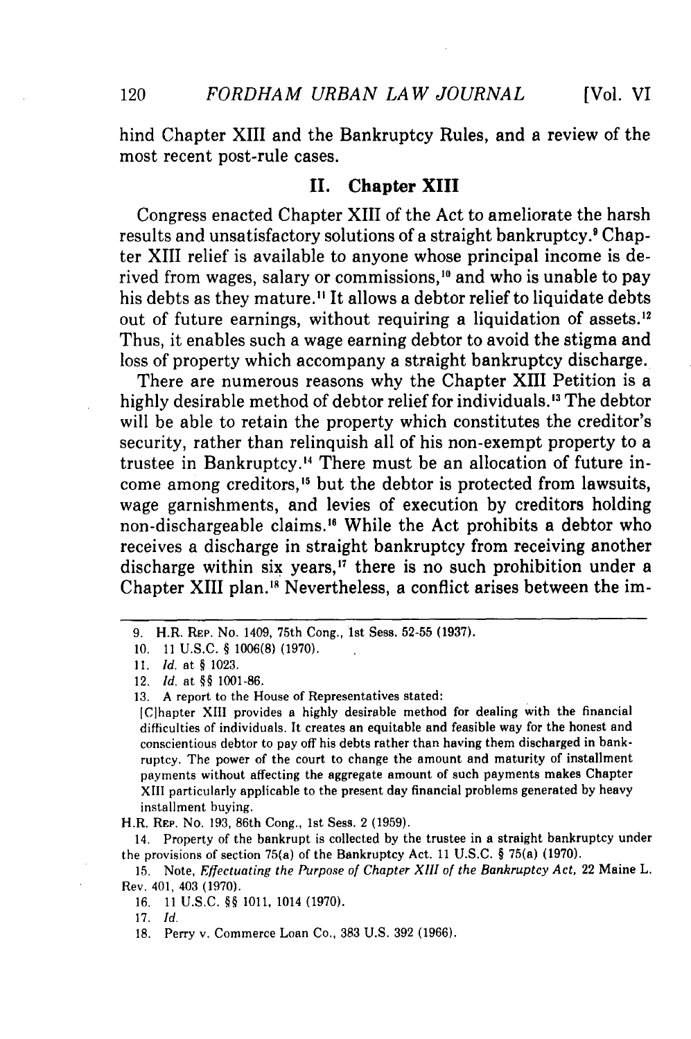hind Chapter XIII and the Bankruptcy Rules, and a review of the most recent post-rule cases.

## II. Chapter XIII

Congress enacted Chapter XIII of the Act to ameliorate the harsh results and unsatisfactory solutions of a straight bankruptcy.[9] Chapter XIII relief is available to anyone whose principal income is derived from wages, salary or commissions,[10] and who is unable to pay his debts as they mature.[11] It allows a debtor relief to liquidate debts out of future earnings, without requiring a liquidation of assets.[12] Thus, it enables such a wage earning debtor to avoid the stigma and loss of property which accompany a straight bankruptcy discharge.

There are numerous reasons why the Chapter XIII Petition is a highly desirable method of debtor relief for individuals.[13] The debtor will be able to retain the property which constitutes the creditor's security, rather than relinquish all of his non-exempt property to a trustee in Bankruptcy.[14] There must be an allocation of future income among creditors,[15] but the debtor is protected from lawsuits, wage garnishments, and levies of execution by creditors holding non-dischargeable claims.[16] While the Act prohibits a debtor who receives a discharge in straight bankruptcy from receiving another discharge within six years,[17] there is no such prohibition under a Chapter XIII plan.[18] Nevertheless, a conflict arises between the im-

---

9. H.R. REP. No. 1409, 75th Cong., 1st Sess. 52-55 (1937).

10. 11 U.S.C. § 1006(8) (1970).

11. *Id.* at § 1023.

12. *Id.* at §§ 1001-86.

13. A report to the House of Representatives stated:

[C]hapter XIII provides a highly desirable method for dealing with the financial difficulties of individuals. It creates an equitable and feasible way for the honest and conscientious debtor to pay off his debts rather than having them discharged in bankruptcy. The power of the court to change the amount and maturity of installment payments without affecting the aggregate amount of such payments makes Chapter XIII particularly applicable to the present day financial problems generated by heavy installment buying.

H.R. REP. No. 193, 86th Cong., 1st Sess. 2 (1959).

14. Property of the bankrupt is collected by the trustee in a straight bankruptcy under the provisions of section 75(a) of the Bankruptcy Act. 11 U.S.C. § 75(a) (1970).

15. Note, *Effectuating the Purpose of Chapter XIII of the Bankruptcy Act*, 22 Maine L. Rev. 401, 403 (1970).

16. 11 U.S.C. §§ 1011, 1014 (1970).

17. *Id.*

18. Perry v. Commerce Loan Co., 383 U.S. 392 (1966).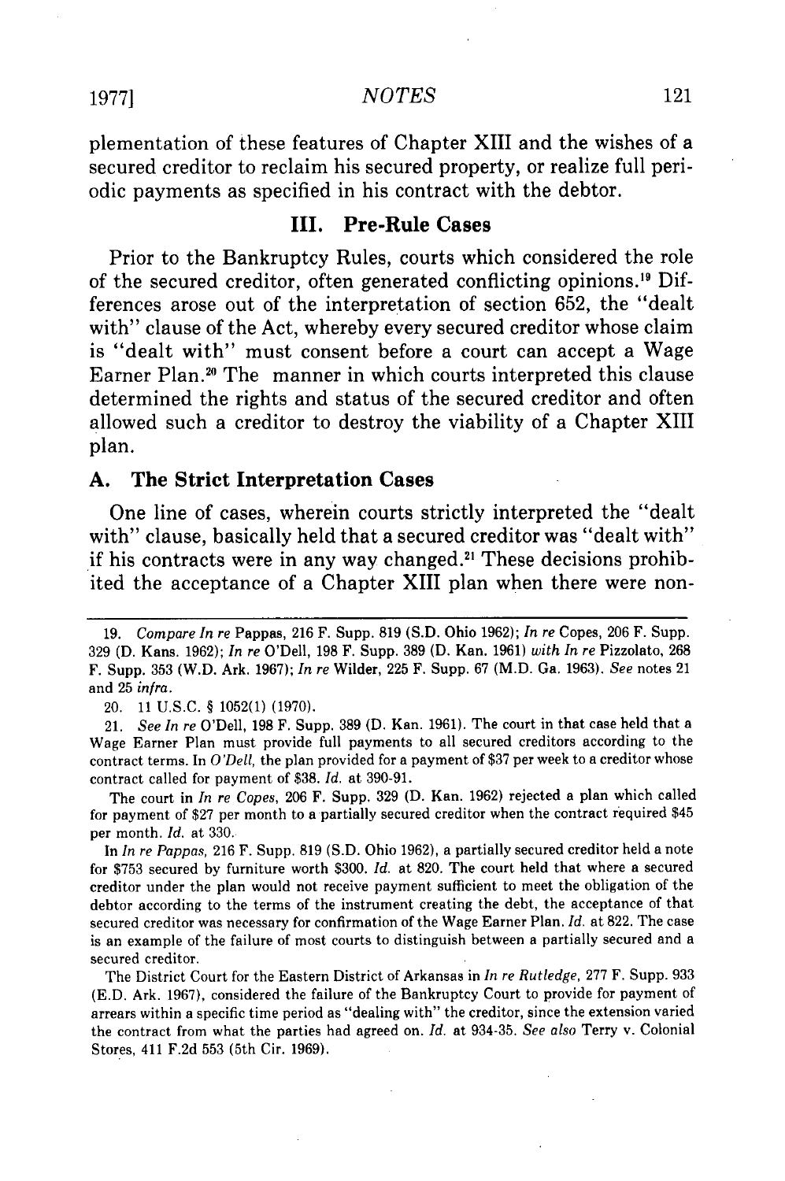plementation of these features of Chapter XIII and the wishes of a secured creditor to reclaim his secured property, or realize full periodic payments as specified in his contract with the debtor.

## III. Pre-Rule Cases

Prior to the Bankruptcy Rules, courts which considered the role of the secured creditor, often generated conflicting opinions.[19] Differences arose out of the interpretation of section 652, the "dealt with" clause of the Act, whereby every secured creditor whose claim is "dealt with" must consent before a court can accept a Wage Earner Plan.[20] The manner in which courts interpreted this clause determined the rights and status of the secured creditor and often allowed such a creditor to destroy the viability of a Chapter XIII plan.

### A. The Strict Interpretation Cases

One line of cases, wherein courts strictly interpreted the "dealt with" clause, basically held that a secured creditor was "dealt with" if his contracts were in any way changed.[21] These decisions prohibited the acceptance of a Chapter XIII plan when there were non-

---

19. *Compare In re* Pappas, 216 F. Supp. 819 (S.D. Ohio 1962); *In re* Copes, 206 F. Supp. 329 (D. Kans. 1962); *In re* O'Dell, 198 F. Supp. 389 (D. Kan. 1961) *with In re* Pizzolato, 268 F. Supp. 353 (W.D. Ark. 1967); *In re* Wilder, 225 F. Supp. 67 (M.D. Ga. 1963). *See* notes 21 and 25 *infra*.

20. 11 U.S.C. § 1052(1) (1970).

21. *See In re* O'Dell, 198 F. Supp. 389 (D. Kan. 1961). The court in that case held that a Wage Earner Plan must provide full payments to all secured creditors according to the contract terms. In *O'Dell,* the plan provided for a payment of $37 per week to a creditor whose contract called for payment of $38. *Id.* at 390-91.

The court in *In re Copes*, 206 F. Supp. 329 (D. Kan. 1962) rejected a plan which called for payment of $27 per month to a partially secured creditor when the contract required $45 per month. *Id.* at 330.

In *In re Pappas*, 216 F. Supp. 819 (S.D. Ohio 1962), a partially secured creditor held a note for $753 secured by furniture worth $300. *Id.* at 820. The court held that where a secured creditor under the plan would not receive payment sufficient to meet the obligation of the debtor according to the terms of the instrument creating the debt, the acceptance of that secured creditor was necessary for confirmation of the Wage Earner Plan. *Id.* at 822. The case is an example of the failure of most courts to distinguish between a partially secured and a secured creditor.

The District Court for the Eastern District of Arkansas in *In re Rutledge*, 277 F. Supp. 933 (E.D. Ark. 1967), considered the failure of the Bankruptcy Court to provide for payment of arrears within a specific time period as "dealing with" the creditor, since the extension varied the contract from what the parties had agreed on. *Id.* at 934-35. *See also* Terry v. Colonial Stores, 411 F.2d 553 (5th Cir. 1969).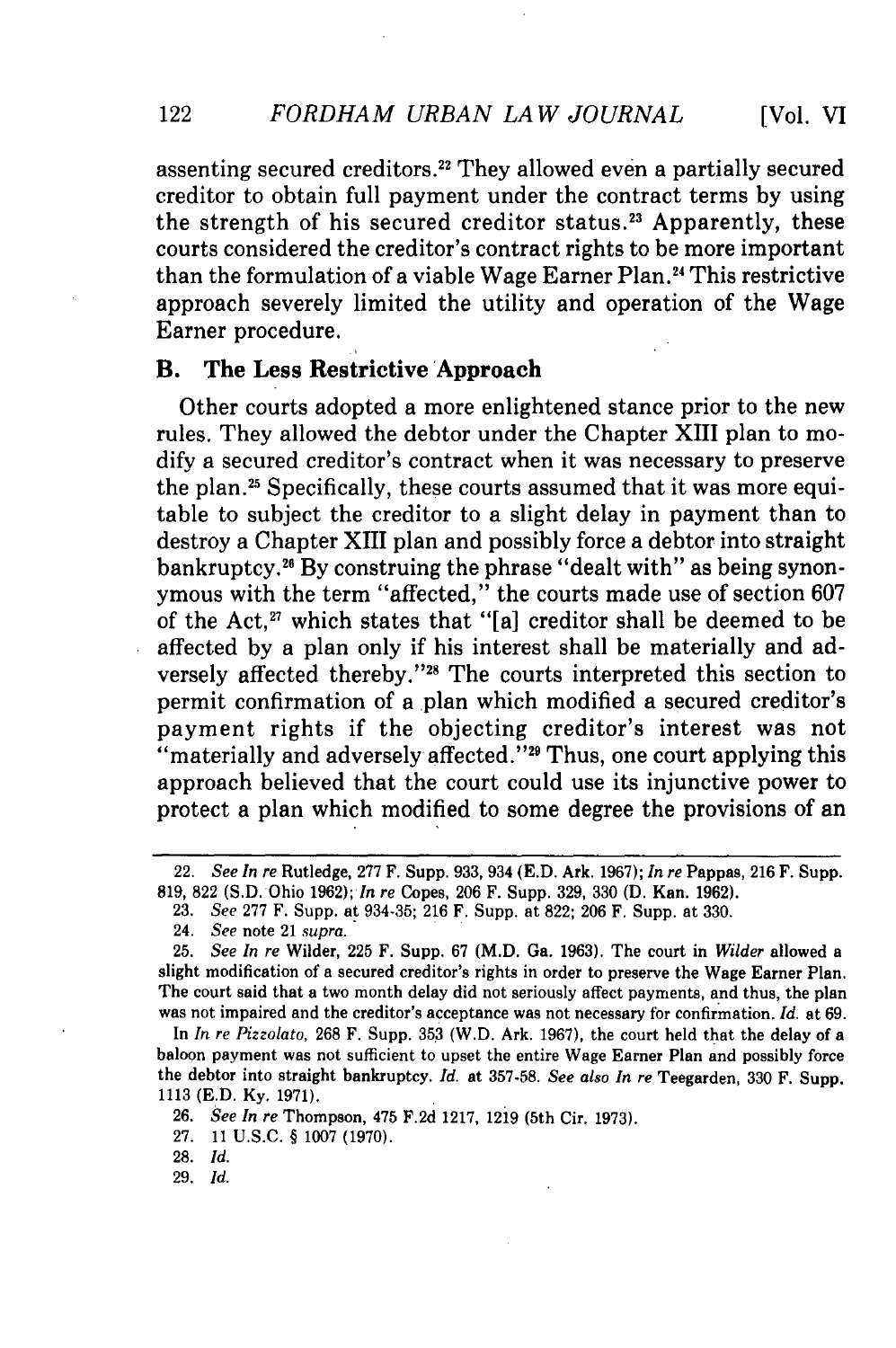assenting secured creditors.[22] They allowed even a partially secured creditor to obtain full payment under the contract terms by using the strength of his secured creditor status.[23] Apparently, these courts considered the creditor's contract rights to be more important than the formulation of a viable Wage Earner Plan.[24] This restrictive approach severely limited the utility and operation of the Wage Earner procedure.

## B. The Less Restrictive Approach

Other courts adopted a more enlightened stance prior to the new rules. They allowed the debtor under the Chapter XIII plan to modify a secured creditor's contract when it was necessary to preserve the plan.[25] Specifically, these courts assumed that it was more equitable to subject the creditor to a slight delay in payment than to destroy a Chapter XIII plan and possibly force a debtor into straight bankruptcy.[26] By construing the phrase "dealt with" as being synonymous with the term "affected," the courts made use of section 607 of the Act,[27] which states that "[a] creditor shall be deemed to be affected by a plan only if his interest shall be materially and adversely affected thereby."[28] The courts interpreted this section to permit confirmation of a plan which modified a secured creditor's payment rights if the objecting creditor's interest was not "materially and adversely affected."[29] Thus, one court applying this approach believed that the court could use its injunctive power to protect a plan which modified to some degree the provisions of an

---

22. *See In re* Rutledge, 277 F. Supp. 933, 934 (E.D. Ark. 1967); *In re* Pappas, 216 F. Supp. 819, 822 (S.D. Ohio 1962); *In re* Copes, 206 F. Supp. 329, 330 (D. Kan. 1962).

23. *See* 277 F. Supp. at 934-35; 216 F. Supp. at 822; 206 F. Supp. at 330.

24. *See* note 21 *supra.*

25. *See In re* Wilder, 225 F. Supp. 67 (M.D. Ga. 1963). The court in *Wilder* allowed a slight modification of a secured creditor's rights in order to preserve the Wage Earner Plan. The court said that a two month delay did not seriously affect payments, and thus, the plan was not impaired and the creditor's acceptance was not necessary for confirmation. *Id.* at 69.

In *In re Pizzolato,* 268 F. Supp. 353 (W.D. Ark. 1967), the court held that the delay of a baloon payment was not sufficient to upset the entire Wage Earner Plan and possibly force the debtor into straight bankruptcy. *Id.* at 357-58. *See also In re* Teegarden, 330 F. Supp. 1113 (E.D. Ky. 1971).

26. *See In re* Thompson, 475 F.2d 1217, 1219 (5th Cir. 1973).

27. 11 U.S.C. § 1007 (1970).

28. *Id.*

29. *Id.*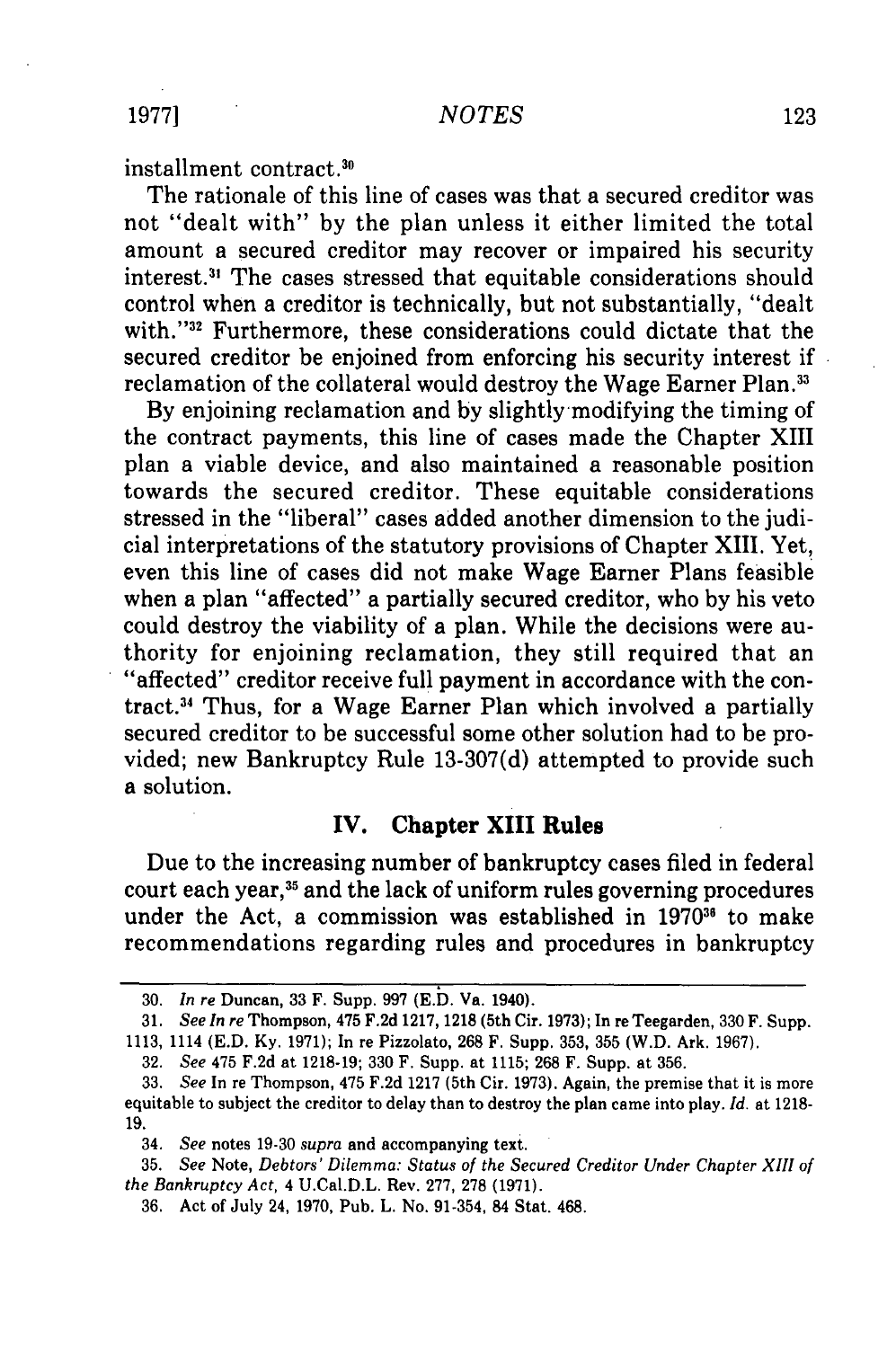installment contract.[30]

The rationale of this line of cases was that a secured creditor was not "dealt with" by the plan unless it either limited the total amount a secured creditor may recover or impaired his security interest.[31] The cases stressed that equitable considerations should control when a creditor is technically, but not substantially, "dealt with."[32] Furthermore, these considerations could dictate that the secured creditor be enjoined from enforcing his security interest if reclamation of the collateral would destroy the Wage Earner Plan.[33]

By enjoining reclamation and by slightly modifying the timing of the contract payments, this line of cases made the Chapter XIII plan a viable device, and also maintained a reasonable position towards the secured creditor. These equitable considerations stressed in the "liberal" cases added another dimension to the judicial interpretations of the statutory provisions of Chapter XIII. Yet, even this line of cases did not make Wage Earner Plans feasible when a plan "affected" a partially secured creditor, who by his veto could destroy the viability of a plan. While the decisions were authority for enjoining reclamation, they still required that an "affected" creditor receive full payment in accordance with the contract.[34] Thus, for a Wage Earner Plan which involved a partially secured creditor to be successful some other solution had to be provided; new Bankruptcy Rule 13-307(d) attempted to provide such a solution.

## IV. Chapter XIII Rules

Due to the increasing number of bankruptcy cases filed in federal court each year,[35] and the lack of uniform rules governing procedures under the Act, a commission was established in 1970[36] to make recommendations regarding rules and procedures in bankruptcy

---

30. *In re* Duncan, 33 F. Supp. 997 (E.D. Va. 1940).

31. *See In re* Thompson, 475 F.2d 1217, 1218 (5th Cir. 1973); In re Teegarden, 330 F. Supp. 1113, 1114 (E.D. Ky. 1971); In re Pizzolato, 268 F. Supp. 353, 355 (W.D. Ark. 1967).

32. *See* 475 F.2d at 1218-19; 330 F. Supp. at 1115; 268 F. Supp. at 356.

33. *See* In re Thompson, 475 F.2d 1217 (5th Cir. 1973). Again, the premise that it is more equitable to subject the creditor to delay than to destroy the plan came into play. *Id.* at 1218-19.

34. *See* notes 19-30 *supra* and accompanying text.

35. *See* Note, *Debtors' Dilemma: Status of the Secured Creditor Under Chapter XIII of the Bankruptcy Act*, 4 U.Cal.D.L. Rev. 277, 278 (1971).

36. Act of July 24, 1970, Pub. L. No. 91-354, 84 Stat. 468.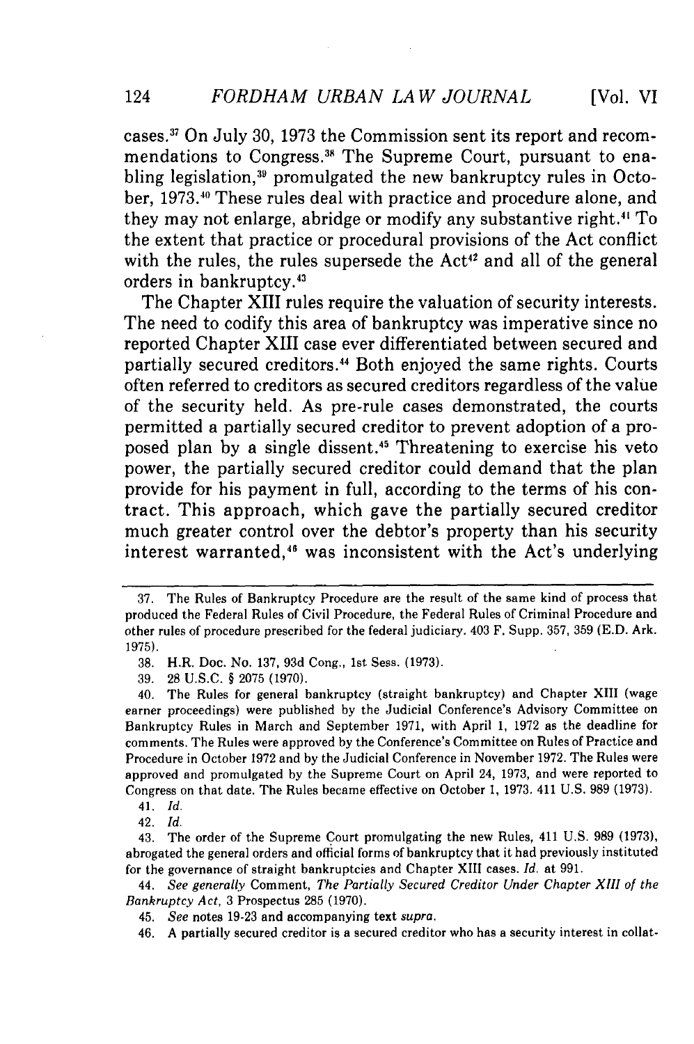cases.[37] On July 30, 1973 the Commission sent its report and recommendations to Congress.[38] The Supreme Court, pursuant to enabling legislation,[39] promulgated the new bankruptcy rules in October, 1973.[40] These rules deal with practice and procedure alone, and they may not enlarge, abridge or modify any substantive right.[41] To the extent that practice or procedural provisions of the Act conflict with the rules, the rules supersede the Act[42] and all of the general orders in bankruptcy.[43]

The Chapter XIII rules require the valuation of security interests. The need to codify this area of bankruptcy was imperative since no reported Chapter XIII case ever differentiated between secured and partially secured creditors.[44] Both enjoyed the same rights. Courts often referred to creditors as secured creditors regardless of the value of the security held. As pre-rule cases demonstrated, the courts permitted a partially secured creditor to prevent adoption of a proposed plan by a single dissent.[45] Threatening to exercise his veto power, the partially secured creditor could demand that the plan provide for his payment in full, according to the terms of his contract. This approach, which gave the partially secured creditor much greater control over the debtor's property than his security interest warranted,[46] was inconsistent with the Act's underlying

---

37. The Rules of Bankruptcy Procedure are the result of the same kind of process that produced the Federal Rules of Civil Procedure, the Federal Rules of Criminal Procedure and other rules of procedure prescribed for the federal judiciary. 403 F. Supp. 357, 359 (E.D. Ark. 1975).

38. H.R. Doc. No. 137, 93d Cong., 1st Sess. (1973).

39. 28 U.S.C. § 2075 (1970).

40. The Rules for general bankruptcy (straight bankruptcy) and Chapter XIII (wage earner proceedings) were published by the Judicial Conference's Advisory Committee on Bankruptcy Rules in March and September 1971, with April 1, 1972 as the deadline for comments. The Rules were approved by the Conference's Committee on Rules of Practice and Procedure in October 1972 and by the Judicial Conference in November 1972. The Rules were approved and promulgated by the Supreme Court on April 24, 1973, and were reported to Congress on that date. The Rules became effective on October 1, 1973. 411 U.S. 989 (1973).

41. *Id.*

42. *Id.*

43. The order of the Supreme Court promulgating the new Rules, 411 U.S. 989 (1973), abrogated the general orders and official forms of bankruptcy that it had previously instituted for the governance of straight bankruptcies and Chapter XIII cases. *Id.* at 991.

44. *See generally* Comment, *The Partially Secured Creditor Under Chapter XIII of the Bankruptcy Act*, 3 Prospectus 285 (1970).

45. *See* notes 19-23 and accompanying text *supra*.

46. A partially secured creditor is a secured creditor who has a security interest in collat-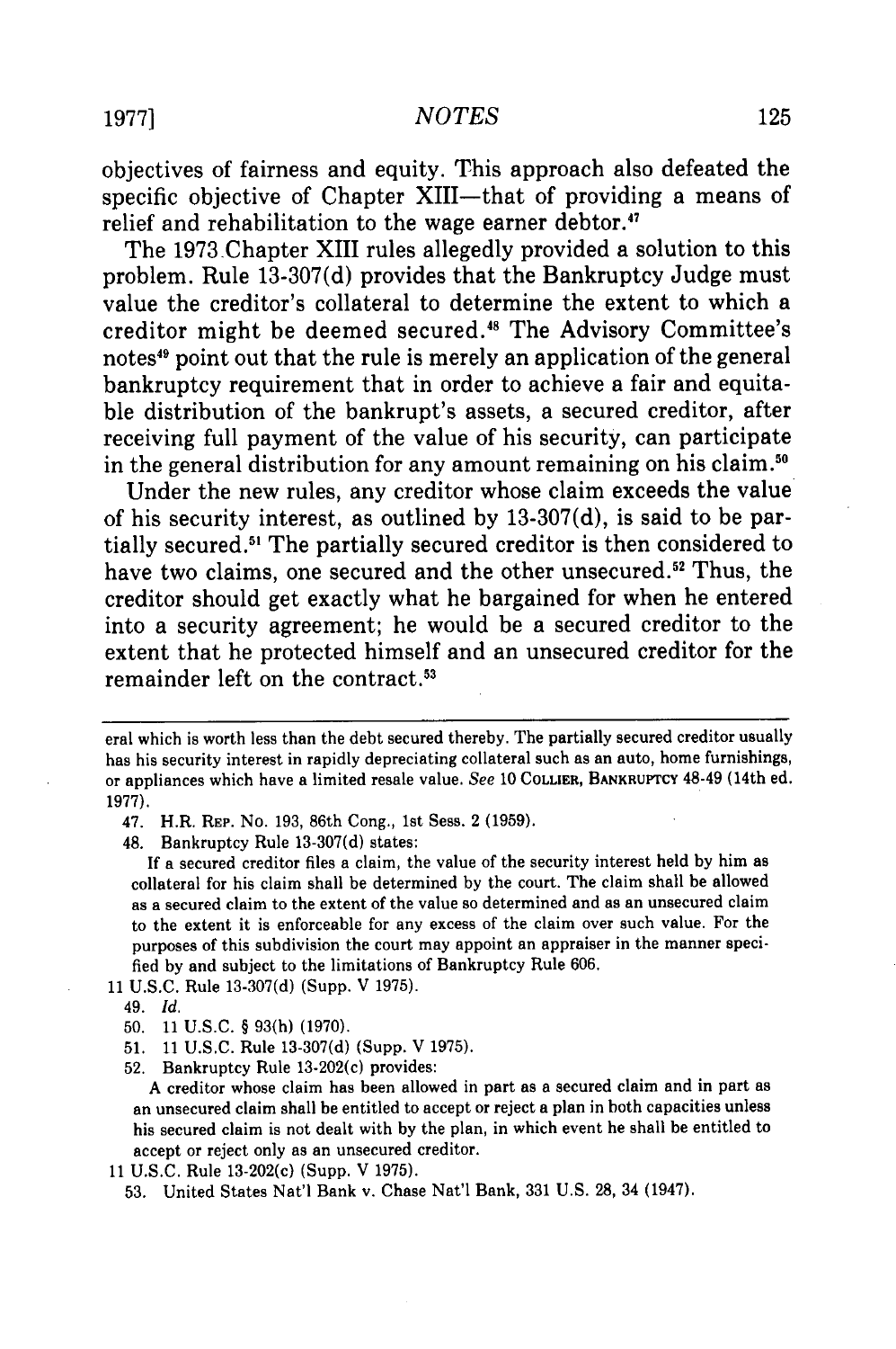objectives of fairness and equity. This approach also defeated the specific objective of Chapter XIII—that of providing a means of relief and rehabilitation to the wage earner debtor.[47]

The 1973 Chapter XIII rules allegedly provided a solution to this problem. Rule 13-307(d) provides that the Bankruptcy Judge must value the creditor's collateral to determine the extent to which a creditor might be deemed secured.[48] The Advisory Committee's notes[49] point out that the rule is merely an application of the general bankruptcy requirement that in order to achieve a fair and equitable distribution of the bankrupt's assets, a secured creditor, after receiving full payment of the value of his security, can participate in the general distribution for any amount remaining on his claim.[50]

Under the new rules, any creditor whose claim exceeds the value of his security interest, as outlined by 13-307(d), is said to be partially secured.[51] The partially secured creditor is then considered to have two claims, one secured and the other unsecured.[52] Thus, the creditor should get exactly what he bargained for when he entered into a security agreement; he would be a secured creditor to the extent that he protected himself and an unsecured creditor for the remainder left on the contract.[53]

---

eral which is worth less than the debt secured thereby. The partially secured creditor usually has his security interest in rapidly depreciating collateral such as an auto, home furnishings, or appliances which have a limited resale value. *See* 10 COLLIER, BANKRUPTCY 48-49 (14th ed. 1977).

47. H.R. REP. No. 193, 86th Cong., 1st Sess. 2 (1959).

48. Bankruptcy Rule 13-307(d) states:

> If a secured creditor files a claim, the value of the security interest held by him as collateral for his claim shall be determined by the court. The claim shall be allowed as a secured claim to the extent of the value so determined and as an unsecured claim to the extent it is enforceable for any excess of the claim over such value. For the purposes of this subdivision the court may appoint an appraiser in the manner specified by and subject to the limitations of Bankruptcy Rule 606.

11 U.S.C. Rule 13-307(d) (Supp. V 1975).

49. *Id.*

50. 11 U.S.C. § 93(h) (1970).

51. 11 U.S.C. Rule 13-307(d) (Supp. V 1975).

52. Bankruptcy Rule 13-202(c) provides:

> A creditor whose claim has been allowed in part as a secured claim and in part as an unsecured claim shall be entitled to accept or reject a plan in both capacities unless his secured claim is not dealt with by the plan, in which event he shall be entitled to accept or reject only as an unsecured creditor.

11 U.S.C. Rule 13-202(c) (Supp. V 1975).

53. United States Nat'l Bank v. Chase Nat'l Bank, 331 U.S. 28, 34 (1947).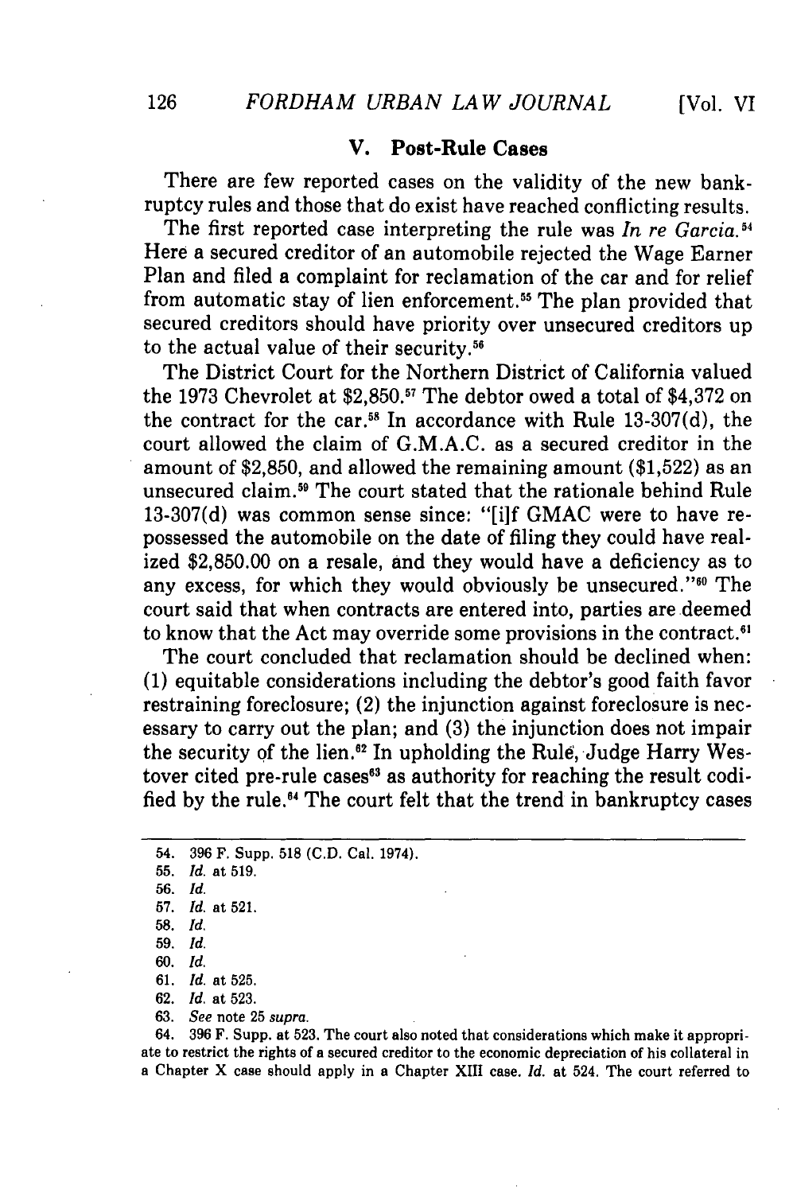## V. Post-Rule Cases

There are few reported cases on the validity of the new bankruptcy rules and those that do exist have reached conflicting results.

The first reported case interpreting the rule was *In re Garcia*.[54] Here a secured creditor of an automobile rejected the Wage Earner Plan and filed a complaint for reclamation of the car and for relief from automatic stay of lien enforcement.[55] The plan provided that secured creditors should have priority over unsecured creditors up to the actual value of their security.[56]

The District Court for the Northern District of California valued the 1973 Chevrolet at $2,850.[57] The debtor owed a total of $4,372 on the contract for the car.[58] In accordance with Rule 13-307(d), the court allowed the claim of G.M.A.C. as a secured creditor in the amount of $2,850, and allowed the remaining amount ($1,522) as an unsecured claim.[59] The court stated that the rationale behind Rule 13-307(d) was common sense since: "[i]f GMAC were to have repossessed the automobile on the date of filing they could have realized $2,850.00 on a resale, and they would have a deficiency as to any excess, for which they would obviously be unsecured."[60] The court said that when contracts are entered into, parties are deemed to know that the Act may override some provisions in the contract.[61]

The court concluded that reclamation should be declined when: (1) equitable considerations including the debtor's good faith favor restraining foreclosure; (2) the injunction against foreclosure is necessary to carry out the plan; and (3) the injunction does not impair the security of the lien.[62] In upholding the Rule, Judge Harry Westover cited pre-rule cases[63] as authority for reaching the result codified by the rule.[64] The court felt that the trend in bankruptcy cases

---

54. 396 F. Supp. 518 (C.D. Cal. 1974).

55. *Id.* at 519.

56. *Id.*

57. *Id.* at 521.

58. *Id.*

59. *Id.*

60. *Id.*

61. *Id.* at 525.

62. *Id.* at 523.

63. *See* note 25 *supra*.

64. 396 F. Supp. at 523. The court also noted that considerations which make it appropriate to restrict the rights of a secured creditor to the economic depreciation of his collateral in a Chapter X case should apply in a Chapter XIII case. *Id.* at 524. The court referred to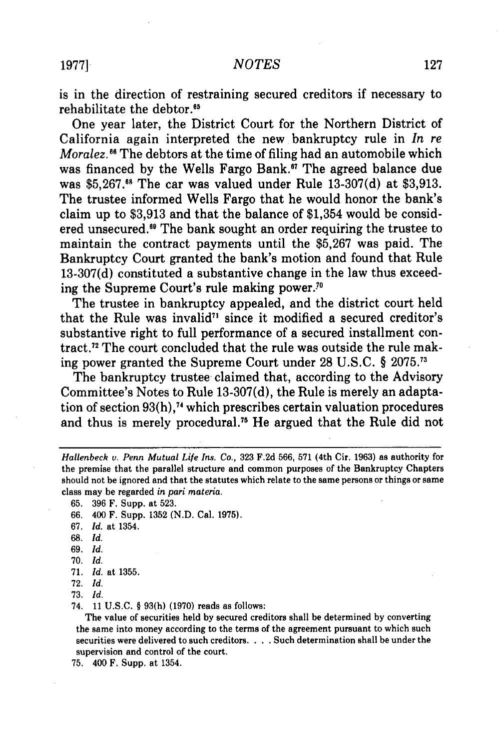is in the direction of restraining secured creditors if necessary to rehabilitate the debtor.[65]

One year later, the District Court for the Northern District of California again interpreted the new bankruptcy rule in *In re Moralez.*[66] The debtors at the time of filing had an automobile which was financed by the Wells Fargo Bank.[67] The agreed balance due was $5,267.[68] The car was valued under Rule 13-307(d) at $3,913. The trustee informed Wells Fargo that he would honor the bank's claim up to $3,913 and that the balance of $1,354 would be considered unsecured.[69] The bank sought an order requiring the trustee to maintain the contract payments until the $5,267 was paid. The Bankruptcy Court granted the bank's motion and found that Rule 13-307(d) constituted a substantive change in the law thus exceeding the Supreme Court's rule making power.[70]

The trustee in bankruptcy appealed, and the district court held that the Rule was invalid[71] since it modified a secured creditor's substantive right to full performance of a secured installment contract.[72] The court concluded that the rule was outside the rule making power granted the Supreme Court under 28 U.S.C. § 2075.[73]

The bankruptcy trustee claimed that, according to the Advisory Committee's Notes to Rule 13-307(d), the Rule is merely an adaptation of section 93(h),[74] which prescribes certain valuation procedures and thus is merely procedural.[75] He argued that the Rule did not

---

*Hallenbeck v. Penn Mutual Life Ins. Co.*, 323 F.2d 566, 571 (4th Cir. 1963) as authority for the premise that the parallel structure and common purposes of the Bankruptcy Chapters should not be ignored and that the statutes which relate to the same persons or things or same class may be regarded *in pari materia.*

65. 396 F. Supp. at 523.

66. 400 F. Supp. 1352 (N.D. Cal. 1975).

67. *Id.* at 1354.

68. *Id.*

69. *Id.*

70. *Id.*

71. *Id.* at 1355.

72. *Id.*

73. *Id.*

74. 11 U.S.C. § 93(h) (1970) reads as follows:

The value of securities held by secured creditors shall be determined by converting the same into money according to the terms of the agreement pursuant to which such securities were delivered to such creditors. . . . Such determination shall be under the supervision and control of the court.

75. 400 F. Supp. at 1354.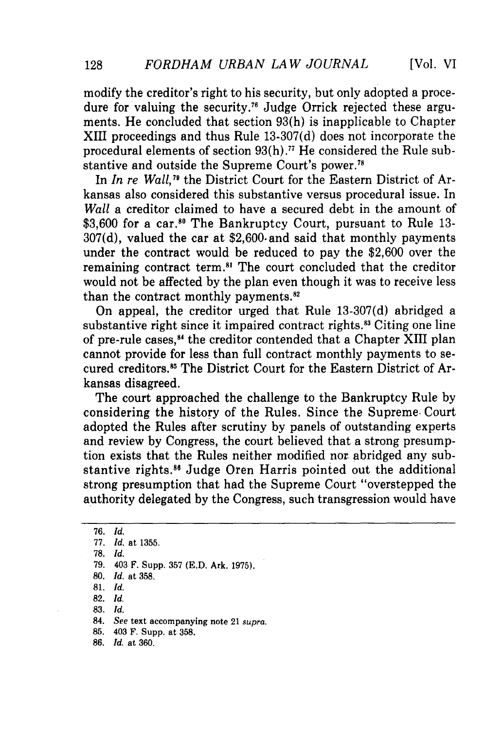modify the creditor's right to his security, but only adopted a procedure for valuing the security.[76] Judge Orrick rejected these arguments. He concluded that section 93(h) is inapplicable to Chapter XIII proceedings and thus Rule 13-307(d) does not incorporate the procedural elements of section 93(h).[77] He considered the Rule substantive and outside the Supreme Court's power.[78]

In *In re Wall*,[79] the District Court for the Eastern District of Arkansas also considered this substantive versus procedural issue. In *Wall* a creditor claimed to have a secured debt in the amount of $3,600 for a car.[80] The Bankruptcy Court, pursuant to Rule 13-307(d), valued the car at $2,600 and said that monthly payments under the contract would be reduced to pay the $2,600 over the remaining contract term.[81] The court concluded that the creditor would not be affected by the plan even though it was to receive less than the contract monthly payments.[82]

On appeal, the creditor urged that Rule 13-307(d) abridged a substantive right since it impaired contract rights.[83] Citing one line of pre-rule cases,[84] the creditor contended that a Chapter XIII plan cannot provide for less than full contract monthly payments to secured creditors.[85] The District Court for the Eastern District of Arkansas disagreed.

The court approached the challenge to the Bankruptcy Rule by considering the history of the Rules. Since the Supreme Court adopted the Rules after scrutiny by panels of outstanding experts and review by Congress, the court believed that a strong presumption exists that the Rules neither modified nor abridged any substantive rights.[86] Judge Oren Harris pointed out the additional strong presumption that had the Supreme Court "overstepped the authority delegated by the Congress, such transgression would have

---

76. *Id.*
77. *Id.* at 1355.
78. *Id.*
79. 403 F. Supp. 357 (E.D. Ark. 1975).
80. *Id.* at 358.
81. *Id.*
82. *Id.*
83. *Id.*
84. *See* text accompanying note 21 *supra*.
85. 403 F. Supp. at 358.
86. *Id.* at 360.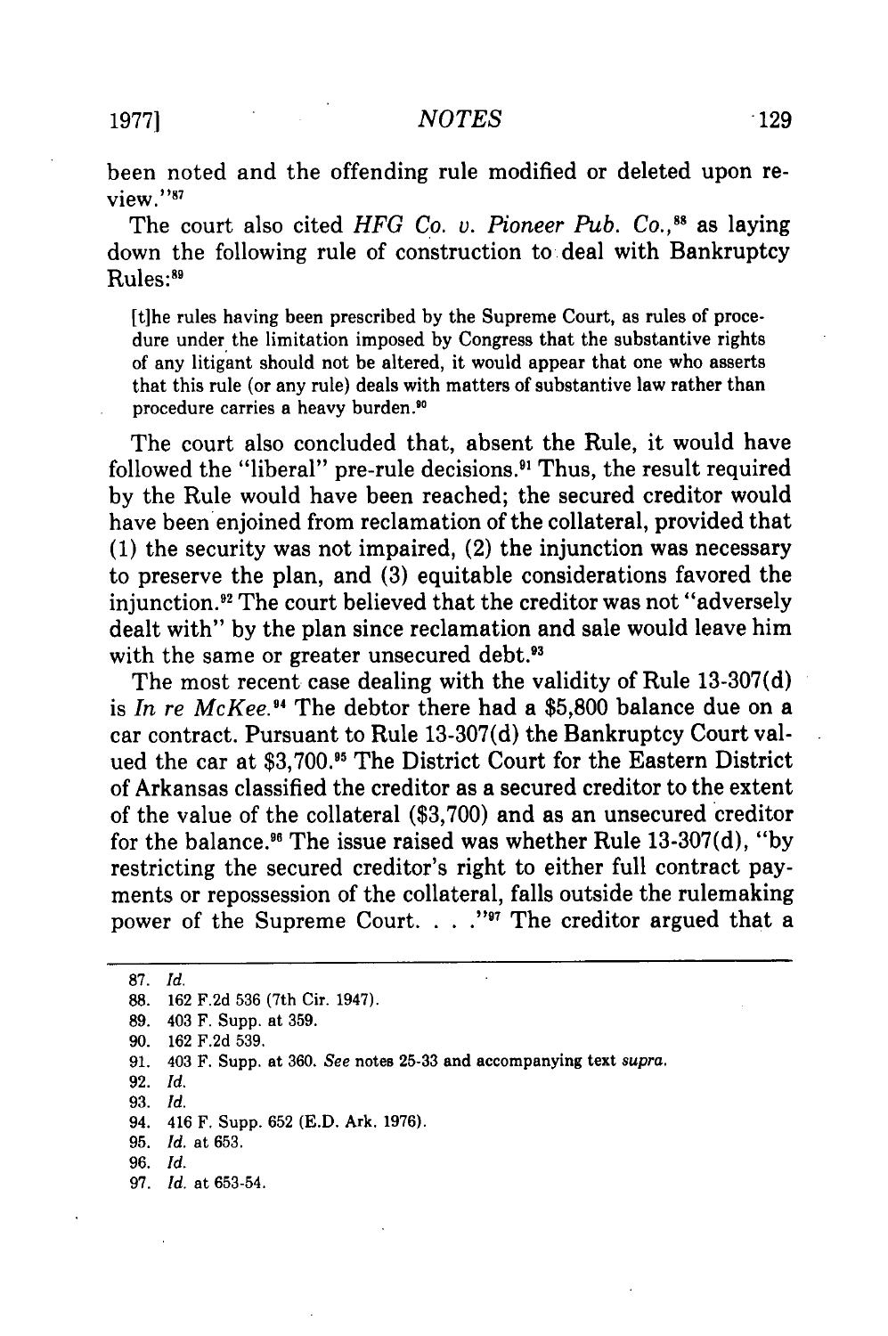been noted and the offending rule modified or deleted upon review."[87]

The court also cited *HFG Co. v. Pioneer Pub. Co.*,[88] as laying down the following rule of construction to deal with Bankruptcy Rules:[89]

> [t]he rules having been prescribed by the Supreme Court, as rules of procedure under the limitation imposed by Congress that the substantive rights of any litigant should not be altered, it would appear that one who asserts that this rule (or any rule) deals with matters of substantive law rather than procedure carries a heavy burden.[90]

The court also concluded that, absent the Rule, it would have followed the "liberal" pre-rule decisions.[91] Thus, the result required by the Rule would have been reached; the secured creditor would have been enjoined from reclamation of the collateral, provided that (1) the security was not impaired, (2) the injunction was necessary to preserve the plan, and (3) equitable considerations favored the injunction.[92] The court believed that the creditor was not "adversely dealt with" by the plan since reclamation and sale would leave him with the same or greater unsecured debt.[93]

The most recent case dealing with the validity of Rule 13-307(d) is *In re McKee.*[94] The debtor there had a $5,800 balance due on a car contract. Pursuant to Rule 13-307(d) the Bankruptcy Court valued the car at $3,700.[95] The District Court for the Eastern District of Arkansas classified the creditor as a secured creditor to the extent of the value of the collateral ($3,700) and as an unsecured creditor for the balance.[96] The issue raised was whether Rule 13-307(d), "by restricting the secured creditor's right to either full contract payments or repossession of the collateral, falls outside the rulemaking power of the Supreme Court. . . ."[97] The creditor argued that a

---

87. *Id.*
88. 162 F.2d 536 (7th Cir. 1947).
89. 403 F. Supp. at 359.
90. 162 F.2d 539.
91. 403 F. Supp. at 360. *See* notes 25-33 and accompanying text *supra.*
92. *Id.*
93. *Id.*
94. 416 F. Supp. 652 (E.D. Ark. 1976).
95. *Id.* at 653.
96. *Id.*
97. *Id.* at 653-54.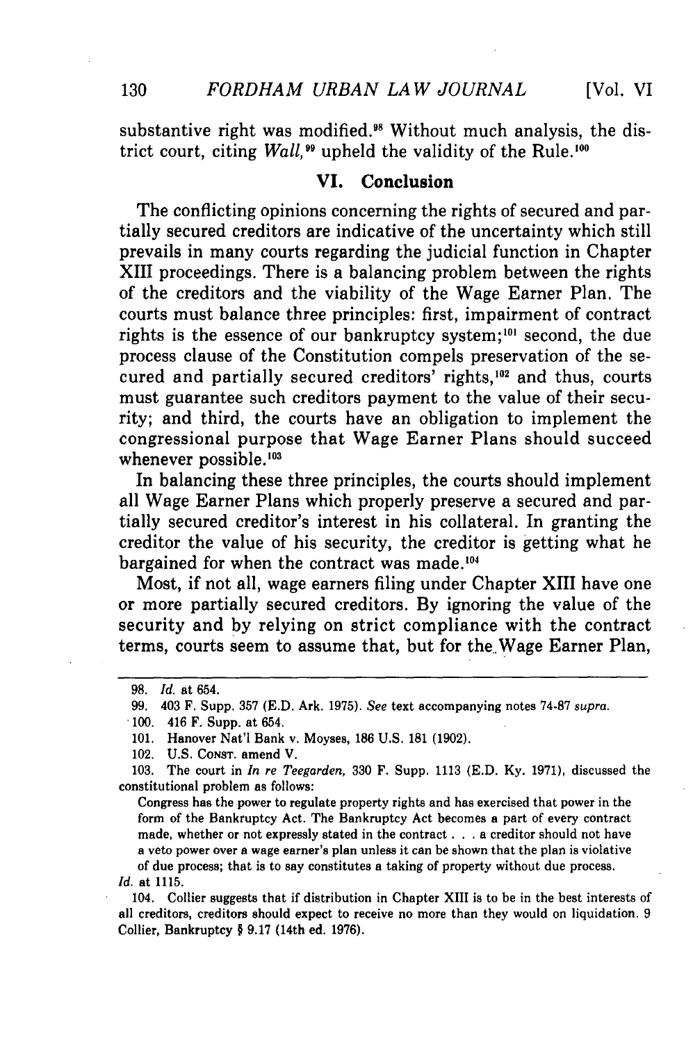substantive right was modified.[98] Without much analysis, the district court, citing *Wall*,[99] upheld the validity of the Rule.[100]

## VI. Conclusion

The conflicting opinions concerning the rights of secured and partially secured creditors are indicative of the uncertainty which still prevails in many courts regarding the judicial function in Chapter XIII proceedings. There is a balancing problem between the rights of the creditors and the viability of the Wage Earner Plan. The courts must balance three principles: first, impairment of contract rights is the essence of our bankruptcy system;[101] second, the due process clause of the Constitution compels preservation of the secured and partially secured creditors' rights,[102] and thus, courts must guarantee such creditors payment to the value of their security; and third, the courts have an obligation to implement the congressional purpose that Wage Earner Plans should succeed whenever possible.[103]

In balancing these three principles, the courts should implement all Wage Earner Plans which properly preserve a secured and partially secured creditor's interest in his collateral. In granting the creditor the value of his security, the creditor is getting what he bargained for when the contract was made.[104]

Most, if not all, wage earners filing under Chapter XIII have one or more partially secured creditors. By ignoring the value of the security and by relying on strict compliance with the contract terms, courts seem to assume that, but for the Wage Earner Plan,

---

98. *Id.* at 654.

99. 403 F. Supp. 357 (E.D. Ark. 1975). *See* text accompanying notes 74-87 *supra*.

100. 416 F. Supp. at 654.

101. Hanover Nat'l Bank v. Moyses, 186 U.S. 181 (1902).

102. U.S. CONST. amend V.

103. The court in *In re Teegarden*, 330 F. Supp. 1113 (E.D. Ky. 1971), discussed the constitutional problem as follows:

> Congress has the power to regulate property rights and has exercised that power in the form of the Bankruptcy Act. The Bankruptcy Act becomes a part of every contract made, whether or not expressly stated in the contract . . . a creditor should not have a veto power over a wage earner's plan unless it can be shown that the plan is violative of due process; that is to say constitutes a taking of property without due process.

*Id.* at 1115.

104. Collier suggests that if distribution in Chapter XIII is to be in the best interests of all creditors, creditors should expect to receive no more than they would on liquidation. 9 Collier, Bankruptcy § 9.17 (14th ed. 1976).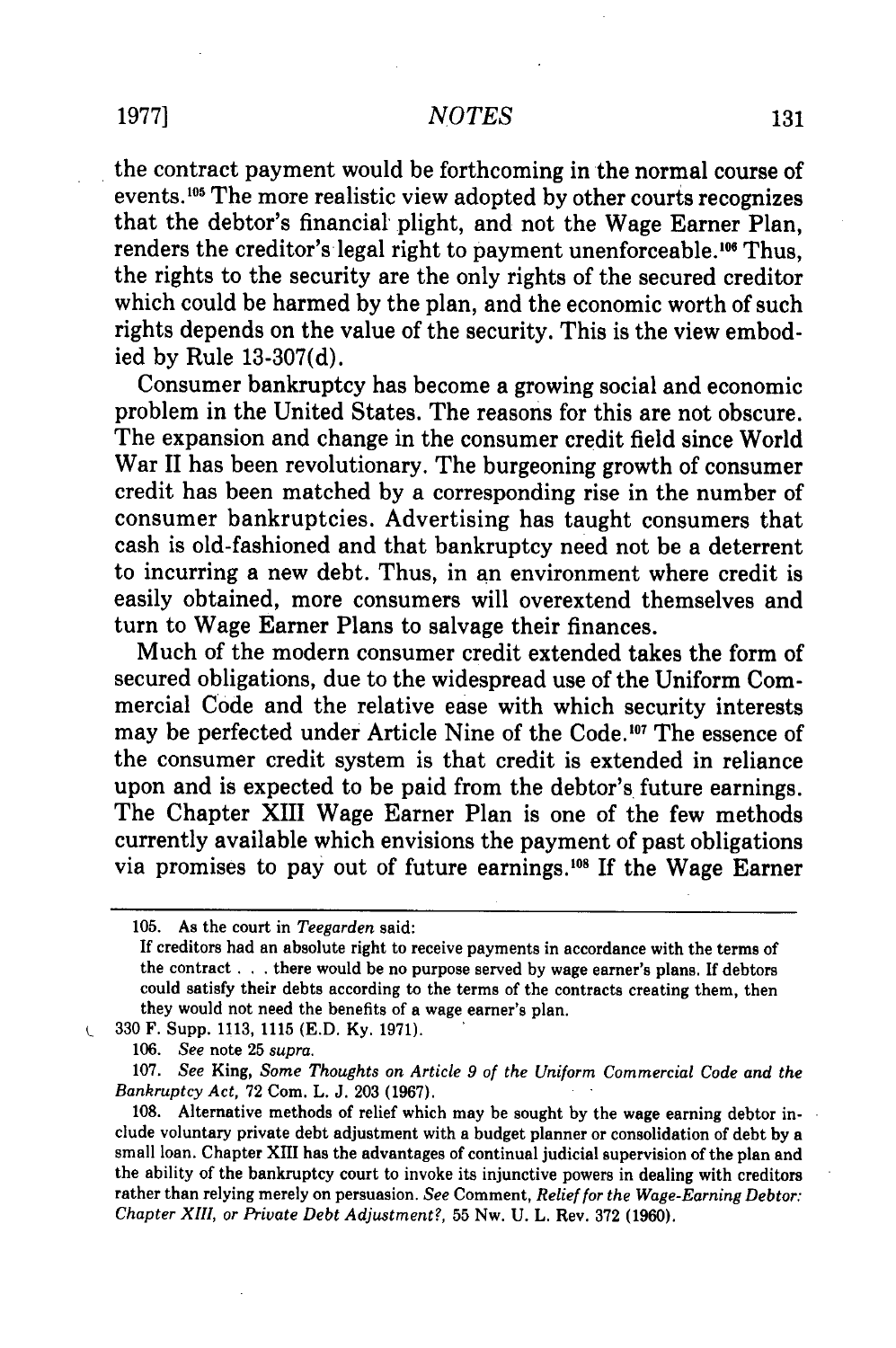the contract payment would be forthcoming in the normal course of events.[105] The more realistic view adopted by other courts recognizes that the debtor's financial plight, and not the Wage Earner Plan, renders the creditor's legal right to payment unenforceable.[106] Thus, the rights to the security are the only rights of the secured creditor which could be harmed by the plan, and the economic worth of such rights depends on the value of the security. This is the view embodied by Rule 13-307(d).

Consumer bankruptcy has become a growing social and economic problem in the United States. The reasons for this are not obscure. The expansion and change in the consumer credit field since World War II has been revolutionary. The burgeoning growth of consumer credit has been matched by a corresponding rise in the number of consumer bankruptcies. Advertising has taught consumers that cash is old-fashioned and that bankruptcy need not be a deterrent to incurring a new debt. Thus, in an environment where credit is easily obtained, more consumers will overextend themselves and turn to Wage Earner Plans to salvage their finances.

Much of the modern consumer credit extended takes the form of secured obligations, due to the widespread use of the Uniform Commercial Code and the relative ease with which security interests may be perfected under Article Nine of the Code.[107] The essence of the consumer credit system is that credit is extended in reliance upon and is expected to be paid from the debtor's future earnings. The Chapter XIII Wage Earner Plan is one of the few methods currently available which envisions the payment of past obligations via promises to pay out of future earnings.[108] If the Wage Earner

---

105. As the court in *Teegarden* said:

If creditors had an absolute right to receive payments in accordance with the terms of the contract . . . there would be no purpose served by wage earner's plans. If debtors could satisfy their debts according to the terms of the contracts creating them, then they would not need the benefits of a wage earner's plan.

330 F. Supp. 1113, 1115 (E.D. Ky. 1971).

106. *See* note 25 *supra.*

107. *See* King, *Some Thoughts on Article 9 of the Uniform Commercial Code and the Bankruptcy Act*, 72 Com. L. J. 203 (1967).

108. Alternative methods of relief which may be sought by the wage earning debtor include voluntary private debt adjustment with a budget planner or consolidation of debt by a small loan. Chapter XIII has the advantages of continual judicial supervision of the plan and the ability of the bankruptcy court to invoke its injunctive powers in dealing with creditors rather than relying merely on persuasion. *See* Comment, *Relief for the Wage-Earning Debtor: Chapter XIII, or Private Debt Adjustment?*, 55 Nw. U. L. Rev. 372 (1960).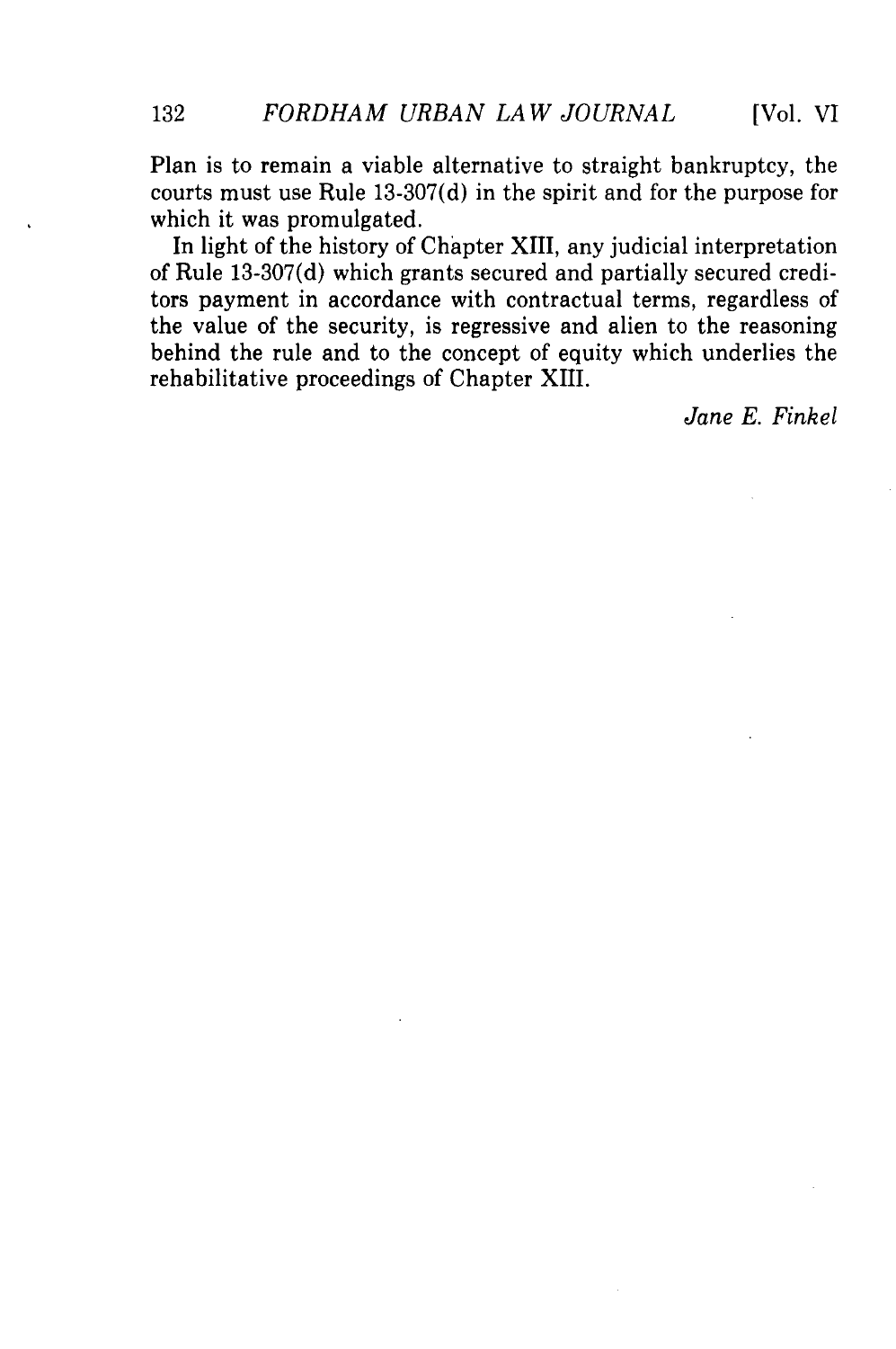Plan is to remain a viable alternative to straight bankruptcy, the courts must use Rule 13-307(d) in the spirit and for the purpose for which it was promulgated.

In light of the history of Chapter XIII, any judicial interpretation of Rule 13-307(d) which grants secured and partially secured creditors payment in accordance with contractual terms, regardless of the value of the security, is regressive and alien to the reasoning behind the rule and to the concept of equity which underlies the rehabilitative proceedings of Chapter XIII.

*Jane E. Finkel*